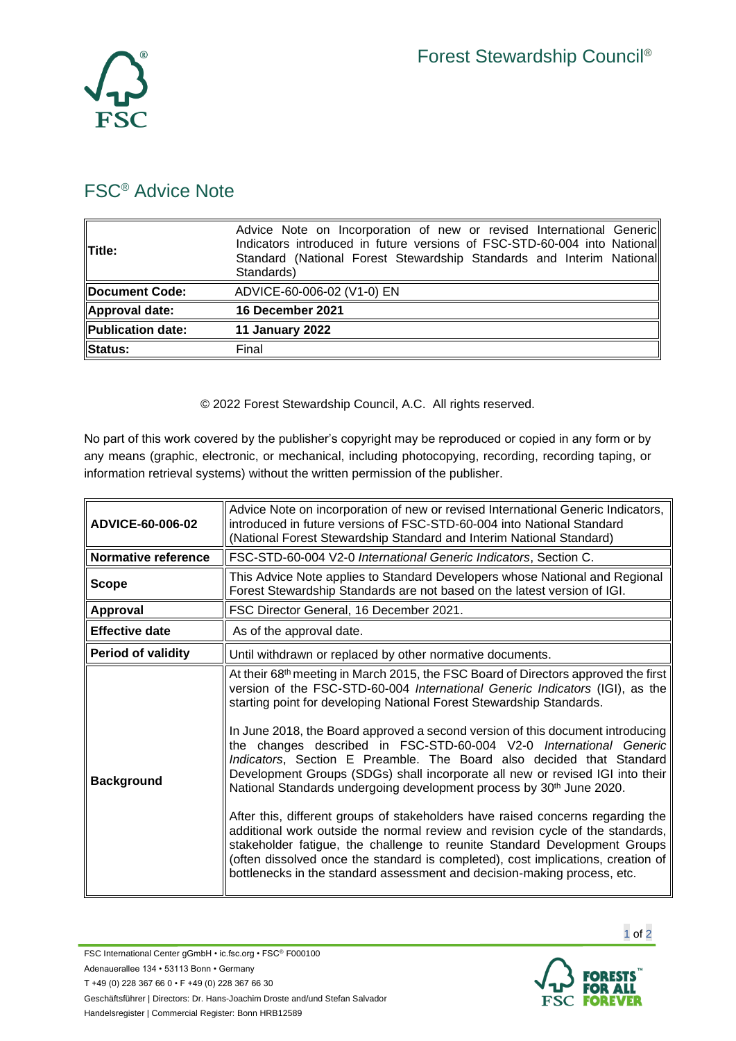Forest Stewardship Council®

# FSC® Advice Note

| | |
|---|---|
| **Title:** | Advice Note on Incorporation of new or revised International Generic Indicators introduced in future versions of FSC-STD-60-004 into National Standard (National Forest Stewardship Standards and Interim National Standards) |
| **Document Code:** | ADVICE-60-006-02 (V1-0) EN |
| **Approval date:** | **16 December 2021** |
| **Publication date:** | **11 January 2022** |
| **Status:** | Final |

© 2022 Forest Stewardship Council, A.C. All rights reserved.

No part of this work covered by the publisher's copyright may be reproduced or copied in any form or by any means (graphic, electronic, or mechanical, including photocopying, recording, recording taping, or information retrieval systems) without the written permission of the publisher.

| | |
|---|---|
| **ADVICE-60-006-02** | Advice Note on incorporation of new or revised International Generic Indicators, introduced in future versions of FSC-STD-60-004 into National Standard (National Forest Stewardship Standard and Interim National Standard) |
| **Normative reference** | FSC-STD-60-004 V2-0 *International Generic Indicators*, Section C. |
| **Scope** | This Advice Note applies to Standard Developers whose National and Regional Forest Stewardship Standards are not based on the latest version of IGI. |
| **Approval** | FSC Director General, 16 December 2021. |
| **Effective date** | As of the approval date. |
| **Period of validity** | Until withdrawn or replaced by other normative documents. |
| **Background** | At their 68th meeting in March 2015, the FSC Board of Directors approved the first version of the FSC-STD-60-004 *International Generic Indicators* (IGI), as the starting point for developing National Forest Stewardship Standards.<br><br>In June 2018, the Board approved a second version of this document introducing the changes described in FSC-STD-60-004 V2-0 *International Generic Indicators*, Section E Preamble. The Board also decided that Standard Development Groups (SDGs) shall incorporate all new or revised IGI into their National Standards undergoing development process by 30th June 2020.<br><br>After this, different groups of stakeholders have raised concerns regarding the additional work outside the normal review and revision cycle of the standards, stakeholder fatigue, the challenge to reunite Standard Development Groups (often dissolved once the standard is completed), cost implications, creation of bottlenecks in the standard assessment and decision-making process, etc. |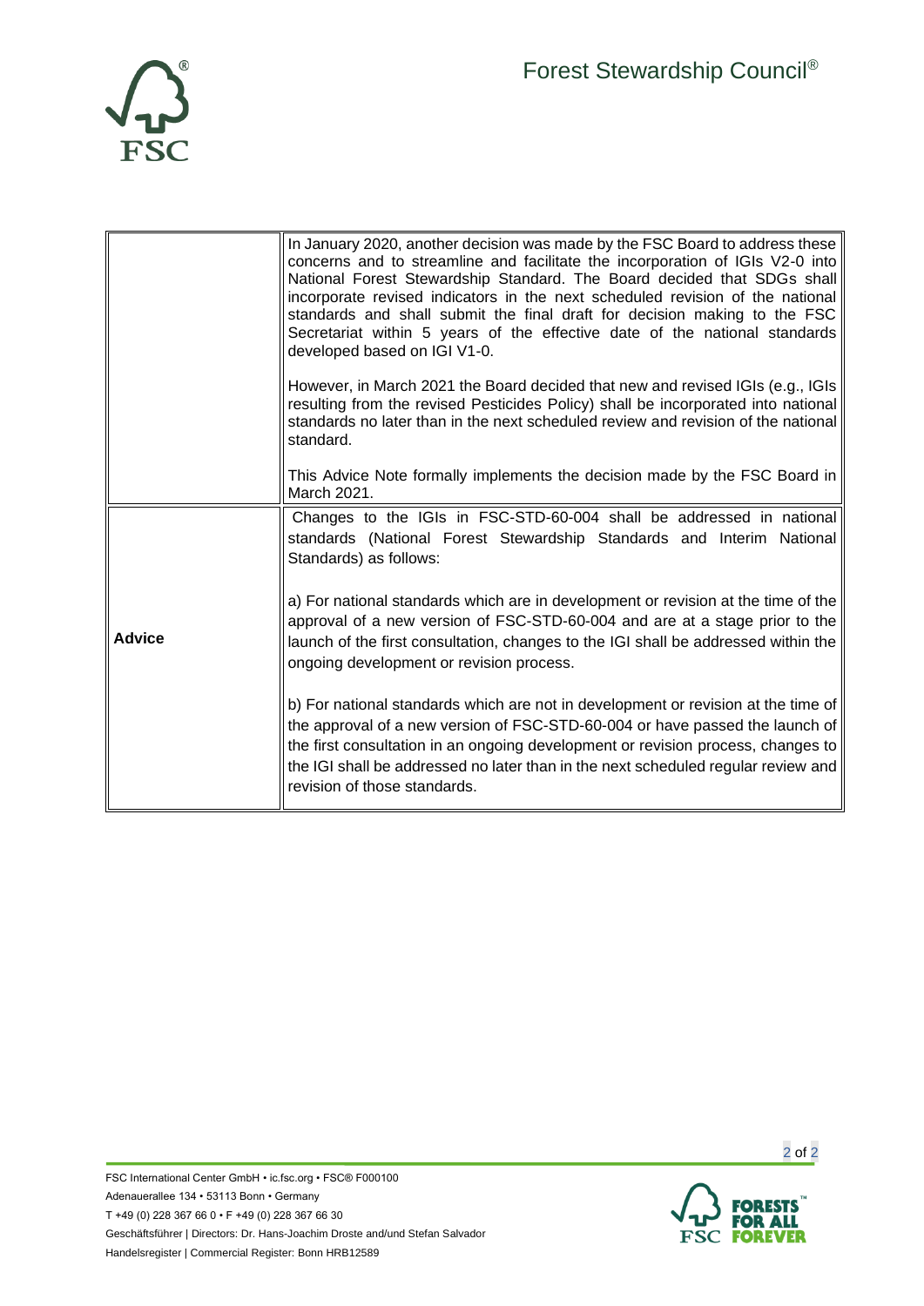| | |
|---|---|
| | In January 2020, another decision was made by the FSC Board to address these concerns and to streamline and facilitate the incorporation of IGIs V2-0 into National Forest Stewardship Standard. The Board decided that SDGs shall incorporate revised indicators in the next scheduled revision of the national standards and shall submit the final draft for decision making to the FSC Secretariat within 5 years of the effective date of the national standards developed based on IGI V1-0.<br><br>However, in March 2021 the Board decided that new and revised IGIs (e.g., IGIs resulting from the revised Pesticides Policy) shall be incorporated into national standards no later than in the next scheduled review and revision of the national standard.<br><br>This Advice Note formally implements the decision made by the FSC Board in March 2021. |
| **Advice** | Changes to the IGIs in FSC-STD-60-004 shall be addressed in national standards (National Forest Stewardship Standards and Interim National Standards) as follows:<br><br>a) For national standards which are in development or revision at the time of the approval of a new version of FSC-STD-60-004 and are at a stage prior to the launch of the first consultation, changes to the IGI shall be addressed within the ongoing development or revision process.<br><br>b) For national standards which are not in development or revision at the time of the approval of a new version of FSC-STD-60-004 or have passed the launch of the first consultation in an ongoing development or revision process, changes to the IGI shall be addressed no later than in the next scheduled regular review and revision of those standards. |